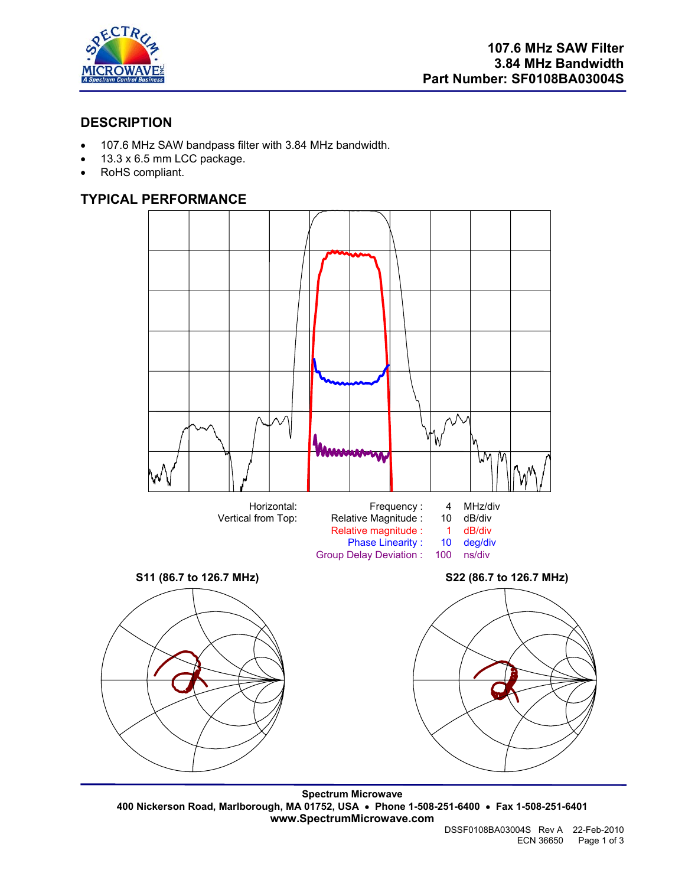# 107.6 MHz SAW Filter
# 3.84 MHz Bandwidth
# Part Number: SF0108BA03004S

## DESCRIPTION

- 107.6 MHz SAW bandpass filter with 3.84 MHz bandwidth.
- 13.3 x 6.5 mm LCC package.
- RoHS compliant.

## TYPICAL PERFORMANCE

| Horizontal: | Frequency : | 4 | MHz/div |
|---|---|---|---|
| Vertical from Top: | Relative Magnitude : | 10 | dB/div |
| | Relative magnitude : | 1 | dB/div |
| | Phase Linearity : | 10 | deg/div |
| | Group Delay Deviation : | 100 | ns/div |

**S11 (86.7 to 126.7 MHz)**

**S22 (86.7 to 126.7 MHz)**

**Spectrum Microwave**
**400 Nickerson Road, Marlborough, MA 01752, USA • Phone 1-508-251-6400 • Fax 1-508-251-6401**
**www.SpectrumMicrowave.com**

DSSF0108BA03004S Rev A 22-Feb-2010
ECN 36650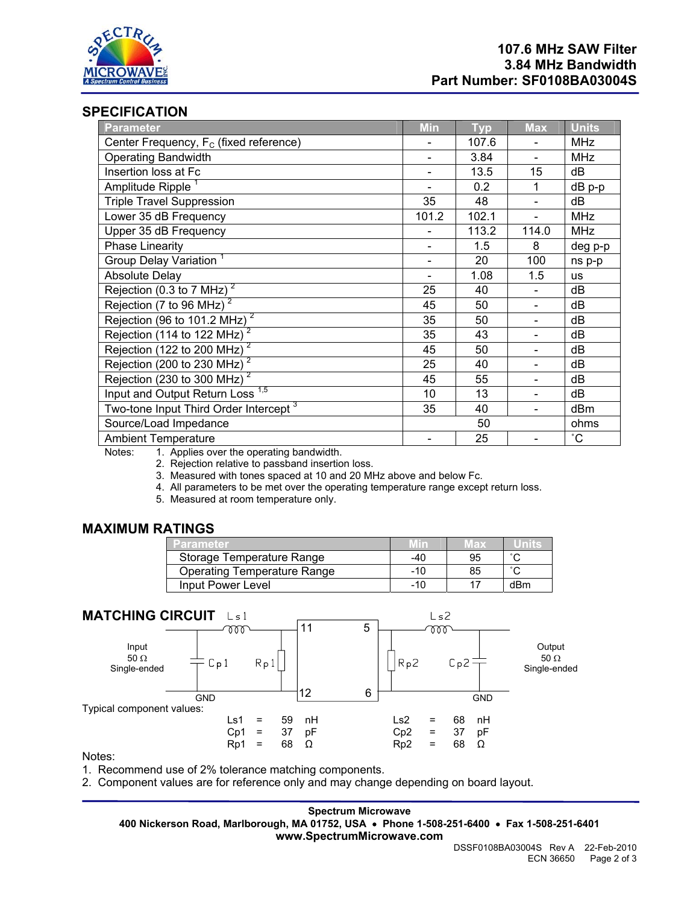**107.6 MHz SAW Filter**
**3.84 MHz Bandwidth**
**Part Number: SF0108BA03004S**

## SPECIFICATION

| Parameter | Min | Typ | Max | Units |
|---|---|---|---|---|
| Center Frequency, $F_C$ (fixed reference) | - | 107.6 | - | MHz |
| Operating Bandwidth | - | 3.84 | - | MHz |
| Insertion loss at Fc | - | 13.5 | 15 | dB |
| Amplitude Ripple [1] | - | 0.2 | 1 | dB p-p |
| Triple Travel Suppression | 35 | 48 | - | dB |
| Lower 35 dB Frequency | 101.2 | 102.1 | - | MHz |
| Upper 35 dB Frequency | - | 113.2 | 114.0 | MHz |
| Phase Linearity | - | 1.5 | 8 | deg p-p |
| Group Delay Variation [1] | - | 20 | 100 | ns p-p |
| Absolute Delay | - | 1.08 | 1.5 | us |
| Rejection (0.3 to 7 MHz) [2] | 25 | 40 | - | dB |
| Rejection (7 to 96 MHz) [2] | 45 | 50 | - | dB |
| Rejection (96 to 101.2 MHz) [2] | 35 | 50 | - | dB |
| Rejection (114 to 122 MHz) [2] | 35 | 43 | - | dB |
| Rejection (122 to 200 MHz) [2] | 45 | 50 | - | dB |
| Rejection (200 to 230 MHz) [2] | 25 | 40 | - | dB |
| Rejection (230 to 300 MHz) [2] | 45 | 55 | - | dB |
| Input and Output Return Loss [1,5] | 10 | 13 | - | dB |
| Two-tone Input Third Order Intercept [3] | 35 | 40 | - | dBm |
| Source/Load Impedance | | 50 | | ohms |
| Ambient Temperature | - | 25 | - | ˚C |

Notes:
1. Applies over the operating bandwidth.
2. Rejection relative to passband insertion loss.
3. Measured with tones spaced at 10 and 20 MHz above and below Fc.
4. All parameters to be met over the operating temperature range except return loss.
5. Measured at room temperature only.

## MAXIMUM RATINGS

| Parameter | Min | Max | Units |
|---|---|---|---|
| Storage Temperature Range | -40 | 95 | ˚C |
| Operating Temperature Range | -10 | 85 | ˚C |
| Input Power Level | -10 | 17 | dBm |

## MATCHING CIRCUIT

Input 50 Ω Single-ended — Cp1, Ls1, Rp1 — pins 11/12 — filter — pins 5/6 — Rp2, Ls2, Cp2 — Output 50 Ω Single-ended (GND)

Typical component values:

| | | | | | | | |
|---|---|---|---|---|---|---|---|
| Ls1 | = | 59 | nH | Ls2 | = | 68 | nH |
| Cp1 | = | 37 | pF | Cp2 | = | 37 | pF |
| Rp1 | = | 68 | Ω | Rp2 | = | 68 | Ω |

Notes:
1. Recommend use of 2% tolerance matching components.
2. Component values are for reference only and may change depending on board layout.

**Spectrum Microwave**
**400 Nickerson Road, Marlborough, MA 01752, USA • Phone 1-508-251-6400 • Fax 1-508-251-6401**
**www.SpectrumMicrowave.com**

DSSF0108BA03004S Rev A 22-Feb-2010
ECN 36650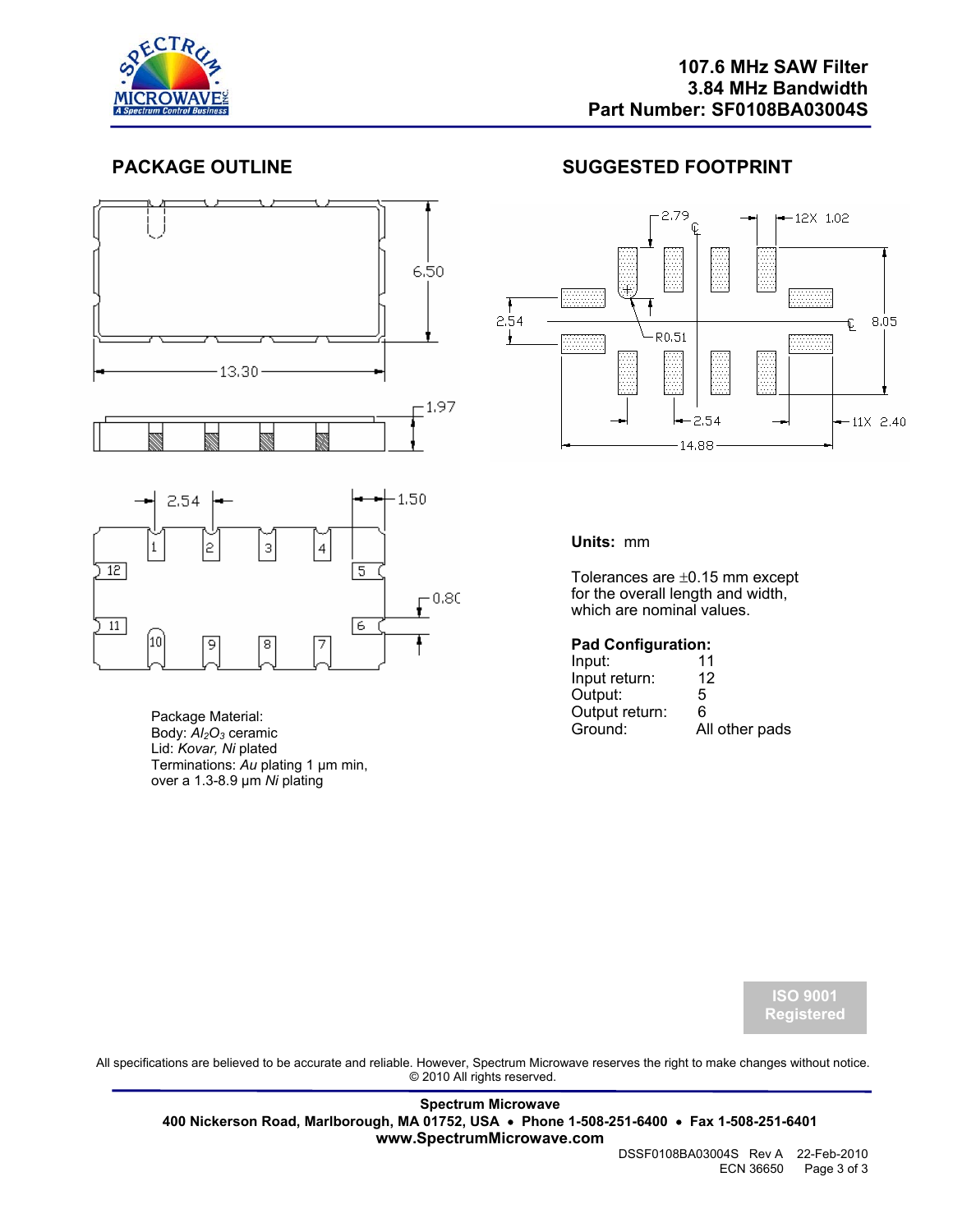**107.6 MHz SAW Filter**
**3.84 MHz Bandwidth**
**Part Number: SF0108BA03004S**

## PACKAGE OUTLINE

6.50
13.30
1.97
2.54
1.50
0.80
1 2 3 4 5 6 7 8 9 10 11 12

Package Material:
Body: $Al_2O_3$ ceramic
Lid: *Kovar, Ni* plated
Terminations: *Au* plating 1 µm min, over a 1.3-8.9 µm *Ni* plating

## SUGGESTED FOOTPRINT

2.79
12X 1.02
2.54
R0.51
8.05
2.54
11X 2.40
14.88

**Units:** mm

Tolerances are ±0.15 mm except for the overall length and width, which are nominal values.

**Pad Configuration:**

| | |
|---|---|
| Input: | 11 |
| Input return: | 12 |
| Output: | 5 |
| Output return: | 6 |
| Ground: | All other pads |

ISO 9001 Registered

All specifications are believed to be accurate and reliable. However, Spectrum Microwave reserves the right to make changes without notice.
© 2010 All rights reserved.

**Spectrum Microwave**
**400 Nickerson Road, Marlborough, MA 01752, USA • Phone 1-508-251-6400 • Fax 1-508-251-6401**
**www.SpectrumMicrowave.com**

DSSF0108BA03004S Rev A 22-Feb-2010
ECN 36650